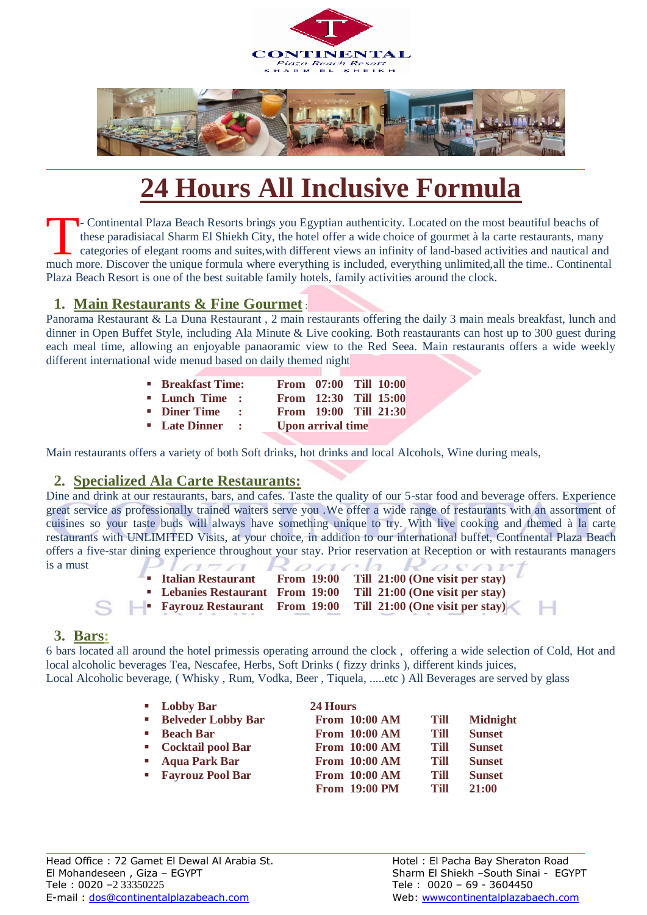# 24 Hours All Inclusive Formula

T- Continental Plaza Beach Resorts brings you Egyptian authenticity. Located on the most beautiful beachs of these paradisiacal Sharm El Shiekh City, the hotel offer a wide choice of gourmet à la carte restaurants, many categories of elegant rooms and suites,with different views an infinity of land-based activities and nautical and much more. Discover the unique formula where everything is included, everything unlimited,all the time.. Continental Plaza Beach Resort is one of the best suitable family hotels, family activities around the clock.

## 1. Main Restaurants & Fine Gourmet :

Panorama Restaurant & La Duna Restaurant , 2 main restaurants offering the daily 3 main meals breakfast, lunch and dinner in Open Buffet Style, including Ala Minute & Live cooking. Both reastaurants can host up to 300 guest during each meal time, allowing an enjoyable panaoramic view to the Red Seea. Main restaurants offers a wide weekly different international wide menud based on daily themed night

- **Breakfast Time: From 07:00 Till 10:00**
- **Lunch Time : From 12:30 Till 15:00**
- **Diner Time : From 19:00 Till 21:30**
- **Late Dinner : Upon arrival time**

Main restaurants offers a variety of both Soft drinks, hot drinks and local Alcohols, Wine during meals,

## 2. Specialized Ala Carte Restaurants:

Dine and drink at our restaurants, bars, and cafes. Taste the quality of our 5-star food and beverage offers. Experience great service as professionally trained waiters serve you .We offer a wide range of restaurants with an assortment of cuisines so your taste buds will always have something unique to try. With live cooking and themed à la carte restaurants with UNLIMITED Visits, at your choice, in addition to our international buffet, Continental Plaza Beach offers a five-star dining experience throughout your stay. Prior reservation at Reception or with restaurants managers is a must

- **Italian Restaurant From 19:00 Till 21:00 (One visit per stay)**
- **Lebanies Restaurant From 19:00 Till 21:00 (One visit per stay)**
- **Fayrouz Restaurant From 19:00 Till 21:00 (One visit per stay)**

## 3. Bars:

6 bars located all around the hotel primessis operating arround the clock , offering a wide selection of Cold, Hot and local alcoholic beverages Tea, Nescafee, Herbs, Soft Drinks ( fizzy drinks ), different kinds juices,
Local Alcoholic beverage, ( Whisky , Rum, Vodka, Beer , Tiquela, .....etc ) All Beverages are served by glass

| | | | |
|---|---|---|---|
| **Lobby Bar** | **24 Hours** | | |
| **Belveder Lobby Bar** | **From 10:00 AM** | **Till** | **Midnight** |
| **Beach Bar** | **From 10:00 AM** | **Till** | **Sunset** |
| **Cocktail pool Bar** | **From 10:00 AM** | **Till** | **Sunset** |
| **Aqua Park Bar** | **From 10:00 AM** | **Till** | **Sunset** |
| **Fayrouz Pool Bar** | **From 10:00 AM** | **Till** | **Sunset** |
| | **From 19:00 PM** | **Till** | **21:00** |

Head Office : 72 Gamet El Dewal Al Arabia St.
El Mohandeseen , Giza – EGYPT
Tele : 0020 –2 33350225
E-mail : dos@continentalplazabeach.com

Hotel : El Pacha Bay Sheraton Road
Sharm El Shiekh –South Sinai - EGYPT
Tele : 0020 – 69 - 3604450
Web: wwwcontinentalplazabeach.com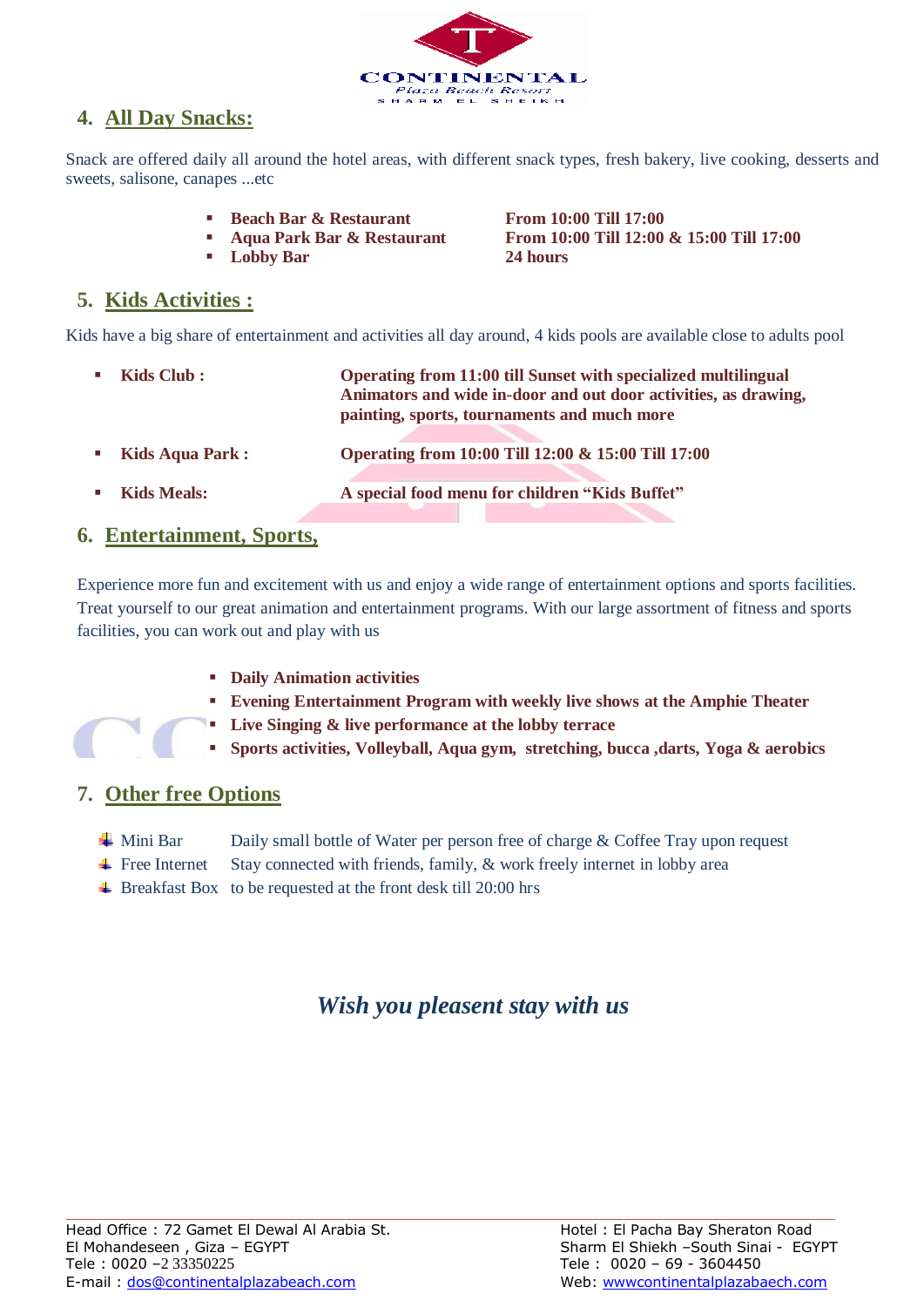## 4. All Day Snacks:

Snack are offered daily all around the hotel areas, with different snack types, fresh bakery, live cooking, desserts and sweets, salisone, canapes ...etc

- **Beach Bar & Restaurant** — **From 10:00 Till 17:00**
- **Aqua Park Bar & Restaurant** — **From 10:00 Till 12:00 & 15:00 Till 17:00**
- **Lobby Bar** — **24 hours**

## 5. Kids Activities :

Kids have a big share of entertainment and activities all day around, 4 kids pools are available close to adults pool

- **Kids Club :** — **Operating from 11:00 till Sunset with specialized multilingual Animators and wide in-door and out door activities, as drawing, painting, sports, tournaments and much more**
- **Kids Aqua Park :** — **Operating from 10:00 Till 12:00 & 15:00 Till 17:00**
- **Kids Meals:** — **A special food menu for children "Kids Buffet"**

## 6. Entertainment, Sports,

Experience more fun and excitement with us and enjoy a wide range of entertainment options and sports facilities. Treat yourself to our great animation and entertainment programs. With our large assortment of fitness and sports facilities, you can work out and play with us

- **Daily Animation activities**
- **Evening Entertainment Program with weekly live shows at the Amphie Theater**
- **Live Singing & live performance at the lobby terrace**
- **Sports activities, Volleyball, Aqua gym, stretching, bucca ,darts, Yoga & aerobics**

## 7. Other free Options

- Mini Bar — Daily small bottle of Water per person free of charge & Coffee Tray upon request
- Free Internet — Stay connected with friends, family, & work freely internet in lobby area
- Breakfast Box — to be requested at the front desk till 20:00 hrs

***Wish you pleasent stay with us***

Head Office : 72 Gamet El Dewal Al Arabia St.
El Mohandeseen , Giza – EGYPT
Tele : 0020 –2 33350225
E-mail : dos@continentalplazabeach.com

Hotel : El Pacha Bay Sheraton Road
Sharm El Shiekh –South Sinai - EGYPT
Tele : 0020 – 69 - 3604450
Web: wwwcontinentalplazabaech.com